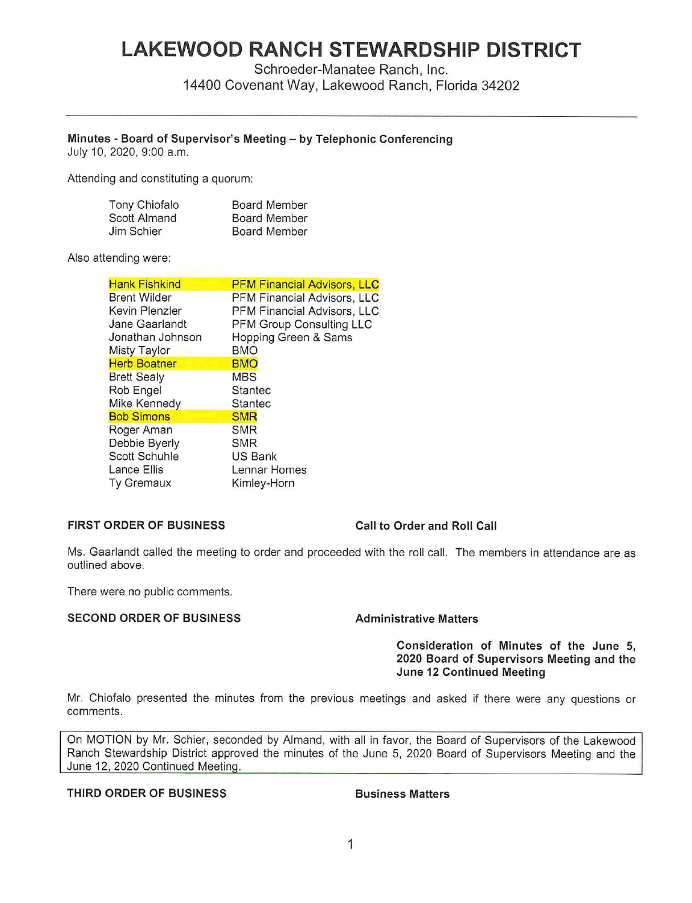# LAKEWOOD RANCH STEWARDSHIP DISTRICT

Schroeder-Manatee Ranch, Inc.
14400 Covenant Way, Lakewood Ranch, Florida 34202

---

**Minutes - Board of Supervisor's Meeting – by Telephonic Conferencing**
July 10, 2020, 9:00 a.m.

Attending and constituting a quorum:

| | |
|---|---|
| Tony Chiofalo | Board Member |
| Scott Almand | Board Member |
| Jim Schier | Board Member |

Also attending were:

| | |
|---|---|
| Hank Fishkind | PFM Financial Advisors, LLC |
| Brent Wilder | PFM Financial Advisors, LLC |
| Kevin Plenzler | PFM Financial Advisors, LLC |
| Jane Gaarlandt | PFM Group Consulting LLC |
| Jonathan Johnson | Hopping Green & Sams |
| Misty Taylor | BMO |
| Herb Boatner | BMO |
| Brett Sealy | MBS |
| Rob Engel | Stantec |
| Mike Kennedy | Stantec |
| Bob Simons | SMR |
| Roger Aman | SMR |
| Debbie Byerly | SMR |
| Scott Schuhle | US Bank |
| Lance Ellis | Lennar Homes |
| Ty Gremaux | Kimley-Horn |

**FIRST ORDER OF BUSINESS** **Call to Order and Roll Call**

Ms. Gaarlandt called the meeting to order and proceeded with the roll call. The members in attendance are as outlined above.

There were no public comments.

**SECOND ORDER OF BUSINESS** **Administrative Matters**

**Consideration of Minutes of the June 5, 2020 Board of Supervisors Meeting and the June 12 Continued Meeting**

Mr. Chiofalo presented the minutes from the previous meetings and asked if there were any questions or comments.

> On MOTION by Mr. Schier, seconded by Almand, with all in favor, the Board of Supervisors of the Lakewood Ranch Stewardship District approved the minutes of the June 5, 2020 Board of Supervisors Meeting and the June 12, 2020 Continued Meeting.

**THIRD ORDER OF BUSINESS** **Business Matters**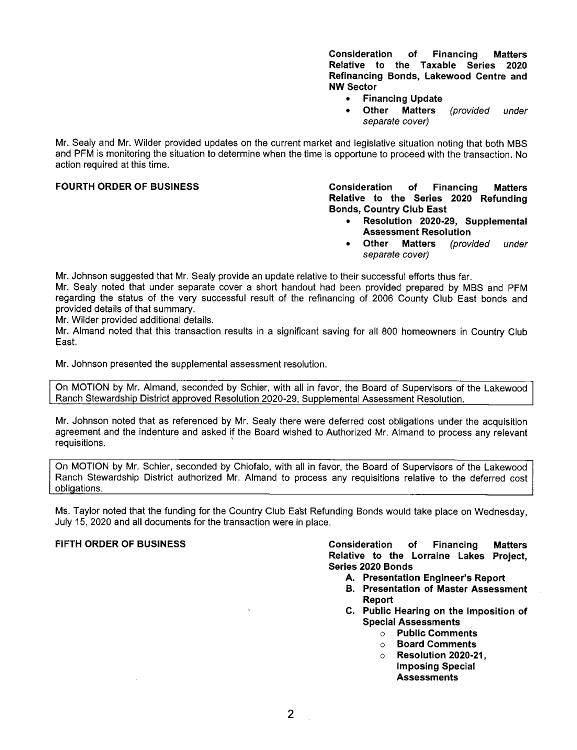**Consideration of Financing Matters Relative to the Taxable Series 2020 Refinancing Bonds, Lakewood Centre and NW Sector**

- **Financing Update**
- **Other Matters** *(provided under separate cover)*

Mr. Sealy and Mr. Wilder provided updates on the current market and legislative situation noting that both MBS and PFM is monitoring the situation to determine when the time is opportune to proceed with the transaction. No action required at this time.

**FOURTH ORDER OF BUSINESS** **Consideration of Financing Matters Relative to the Series 2020 Refunding Bonds, Country Club East**

- **Resolution 2020-29, Supplemental Assessment Resolution**
- **Other Matters** *(provided under separate cover)*

Mr. Johnson suggested that Mr. Sealy provide an update relative to their successful efforts thus far.

Mr. Sealy noted that under separate cover a short handout had been provided prepared by MBS and PFM regarding the status of the very successful result of the refinancing of 2006 County Club East bonds and provided details of that summary.

Mr. Wilder provided additional details.

Mr. Almand noted that this transaction results in a significant saving for all 800 homeowners in Country Club East.

Mr. Johnson presented the supplemental assessment resolution.

On MOTION by Mr. Almand, seconded by Schier, with all in favor, the Board of Supervisors of the Lakewood Ranch Stewardship District approved Resolution 2020-29, Supplemental Assessment Resolution.

Mr. Johnson noted that as referenced by Mr. Sealy there were deferred cost obligations under the acquisition agreement and the indenture and asked if the Board wished to Authorized Mr. Almand to process any relevant requisitions.

On MOTION by Mr. Schier, seconded by Chiofalo, with all in favor, the Board of Supervisors of the Lakewood Ranch Stewardship District authorized Mr. Almand to process any requisitions relative to the deferred cost obligations.

Ms. Taylor noted that the funding for the Country Club East Refunding Bonds would take place on Wednesday, July 15, 2020 and all documents for the transaction were in place.

**FIFTH ORDER OF BUSINESS** **Consideration of Financing Matters Relative to the Lorraine Lakes Project, Series 2020 Bonds**

- **A. Presentation Engineer's Report**
- **B. Presentation of Master Assessment Report**
- **C. Public Hearing on the Imposition of Special Assessments**
  - **Public Comments**
  - **Board Comments**
  - **Resolution 2020-21, Imposing Special Assessments**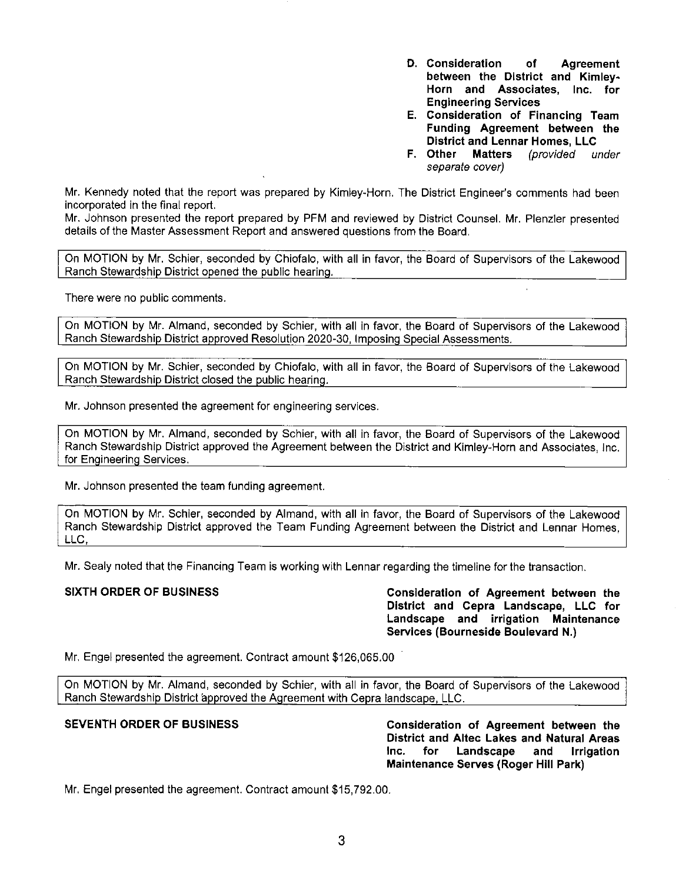**D. Consideration of Agreement between the District and Kimley-Horn and Associates, Inc. for Engineering Services**

**E. Consideration of Financing Team Funding Agreement between the District and Lennar Homes, LLC**

**F. Other Matters** *(provided under separate cover)*

Mr. Kennedy noted that the report was prepared by Kimley-Horn. The District Engineer's comments had been incorporated in the final report.

Mr. Johnson presented the report prepared by PFM and reviewed by District Counsel. Mr. Plenzler presented details of the Master Assessment Report and answered questions from the Board.

> On MOTION by Mr. Schier, seconded by Chiofalo, with all in favor, the Board of Supervisors of the Lakewood Ranch Stewardship District opened the public hearing.

There were no public comments.

> On MOTION by Mr. Almand, seconded by Schier, with all in favor, the Board of Supervisors of the Lakewood Ranch Stewardship District approved Resolution 2020-30, Imposing Special Assessments.

> On MOTION by Mr. Schier, seconded by Chiofalo, with all in favor, the Board of Supervisors of the Lakewood Ranch Stewardship District closed the public hearing.

Mr. Johnson presented the agreement for engineering services.

> On MOTION by Mr. Almand, seconded by Schier, with all in favor, the Board of Supervisors of the Lakewood Ranch Stewardship District approved the Agreement between the District and Kimley-Horn and Associates, Inc. for Engineering Services.

Mr. Johnson presented the team funding agreement.

> On MOTION by Mr. Schier, seconded by Almand, with all in favor, the Board of Supervisors of the Lakewood Ranch Stewardship District approved the Team Funding Agreement between the District and Lennar Homes, LLC,

Mr. Sealy noted that the Financing Team is working with Lennar regarding the timeline for the transaction.

**SIXTH ORDER OF BUSINESS** — **Consideration of Agreement between the District and Cepra Landscape, LLC for Landscape and irrigation Maintenance Services (Bourneside Boulevard N.)**

Mr. Engel presented the agreement. Contract amount $126,065.00

> On MOTION by Mr. Almand, seconded by Schier, with all in favor, the Board of Supervisors of the Lakewood Ranch Stewardship District approved the Agreement with Cepra landscape, LLC.

**SEVENTH ORDER OF BUSINESS** — **Consideration of Agreement between the District and Altec Lakes and Natural Areas Inc. for Landscape and Irrigation Maintenance Serves (Roger Hill Park)**

Mr. Engel presented the agreement. Contract amount $15,792.00.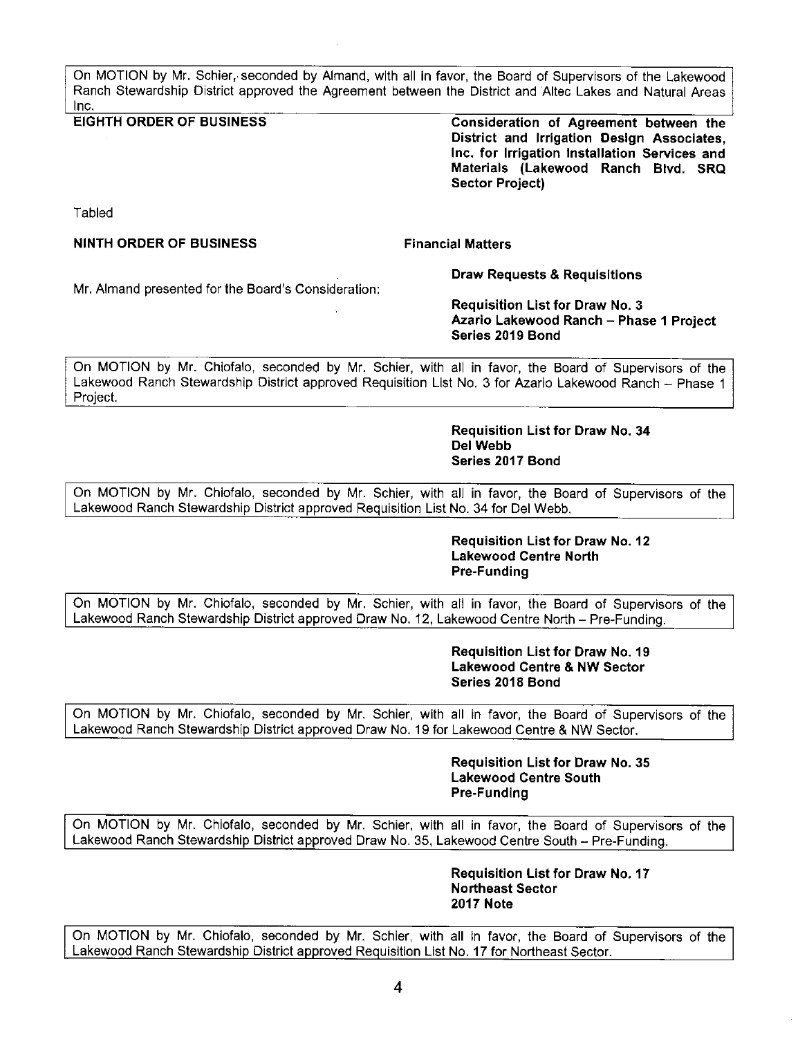On MOTION by Mr. Schier, seconded by Almand, with all in favor, the Board of Supervisors of the Lakewood Ranch Stewardship District approved the Agreement between the District and Altec Lakes and Natural Areas Inc.

**EIGHTH ORDER OF BUSINESS** **Consideration of Agreement between the District and Irrigation Design Associates, Inc. for Irrigation Installation Services and Materials (Lakewood Ranch Blvd. SRQ Sector Project)**

Tabled

**NINTH ORDER OF BUSINESS** **Financial Matters**

**Draw Requests & Requisitions**

Mr. Almand presented for the Board's Consideration:

**Requisition List for Draw No. 3**
**Azario Lakewood Ranch – Phase 1 Project**
**Series 2019 Bond**

On MOTION by Mr. Chiofalo, seconded by Mr. Schier, with all in favor, the Board of Supervisors of the Lakewood Ranch Stewardship District approved Requisition List No. 3 for Azario Lakewood Ranch – Phase 1 Project.

**Requisition List for Draw No. 34**
**Del Webb**
**Series 2017 Bond**

On MOTION by Mr. Chiofalo, seconded by Mr. Schier, with all in favor, the Board of Supervisors of the Lakewood Ranch Stewardship District approved Requisition List No. 34 for Del Webb.

**Requisition List for Draw No. 12**
**Lakewood Centre North**
**Pre-Funding**

On MOTION by Mr. Chiofalo, seconded by Mr. Schier, with all in favor, the Board of Supervisors of the Lakewood Ranch Stewardship District approved Draw No. 12, Lakewood Centre North – Pre-Funding.

**Requisition List for Draw No. 19**
**Lakewood Centre & NW Sector**
**Series 2018 Bond**

On MOTION by Mr. Chiofalo, seconded by Mr. Schier, with all in favor, the Board of Supervisors of the Lakewood Ranch Stewardship District approved Draw No. 19 for Lakewood Centre & NW Sector.

**Requisition List for Draw No. 35**
**Lakewood Centre South**
**Pre-Funding**

On MOTION by Mr. Chiofalo, seconded by Mr. Schier, with all in favor, the Board of Supervisors of the Lakewood Ranch Stewardship District approved Draw No. 35, Lakewood Centre South – Pre-Funding.

**Requisition List for Draw No. 17**
**Northeast Sector**
**2017 Note**

On MOTION by Mr. Chiofalo, seconded by Mr. Schier, with all in favor, the Board of Supervisors of the Lakewood Ranch Stewardship District approved Requisition List No. 17 for Northeast Sector.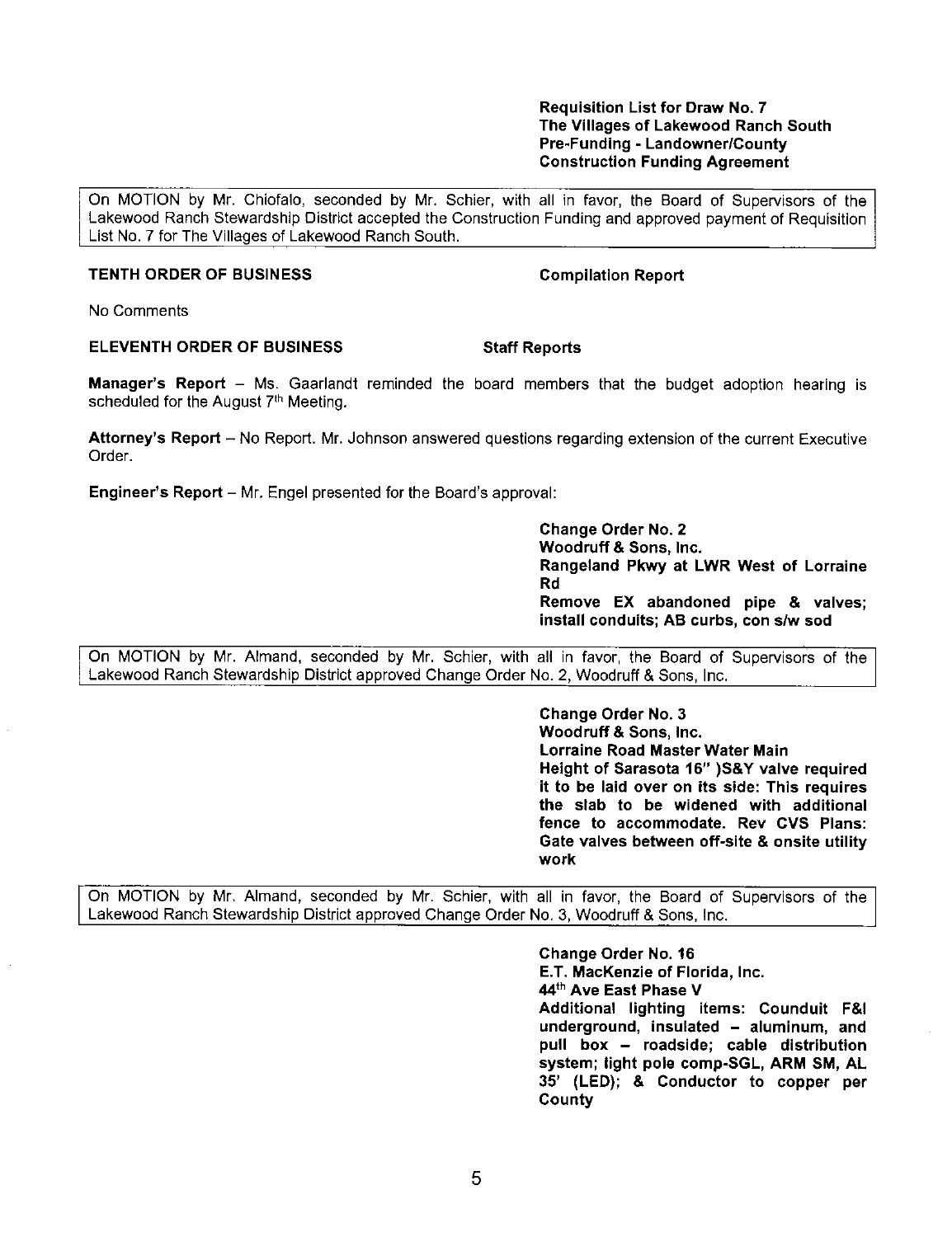**Requisition List for Draw No. 7**
**The Villages of Lakewood Ranch South**
**Pre-Funding - Landowner/County**
**Construction Funding Agreement**

On MOTION by Mr. Chiofalo, seconded by Mr. Schier, with all in favor, the Board of Supervisors of the Lakewood Ranch Stewardship District accepted the Construction Funding and approved payment of Requisition List No. 7 for The Villages of Lakewood Ranch South.

**TENTH ORDER OF BUSINESS** **Compilation Report**

No Comments

**ELEVENTH ORDER OF BUSINESS** **Staff Reports**

**Manager's Report** – Ms. Gaarlandt reminded the board members that the budget adoption hearing is scheduled for the August 7th Meeting.

**Attorney's Report** – No Report. Mr. Johnson answered questions regarding extension of the current Executive Order.

**Engineer's Report** – Mr. Engel presented for the Board's approval:

**Change Order No. 2**
**Woodruff & Sons, Inc.**
**Rangeland Pkwy at LWR West of Lorraine Rd**
**Remove EX abandoned pipe & valves; install conduits; AB curbs, con s/w sod**

On MOTION by Mr. Almand, seconded by Mr. Schier, with all in favor, the Board of Supervisors of the Lakewood Ranch Stewardship District approved Change Order No. 2, Woodruff & Sons, Inc.

**Change Order No. 3**
**Woodruff & Sons, Inc.**
**Lorraine Road Master Water Main**
**Height of Sarasota 16" )S&Y valve required it to be laid over on its side: This requires the slab to be widened with additional fence to accommodate. Rev CVS Plans: Gate valves between off-site & onsite utility work**

On MOTION by Mr. Almand, seconded by Mr. Schier, with all in favor, the Board of Supervisors of the Lakewood Ranch Stewardship District approved Change Order No. 3, Woodruff & Sons, Inc.

**Change Order No. 16**
**E.T. MacKenzie of Florida, Inc.**
**44th Ave East Phase V**
**Additional lighting items: Counduit F&I underground, insulated – aluminum, and pull box – roadside; cable distribution system; light pole comp-SGL, ARM SM, AL 35' (LED); & Conductor to copper per County**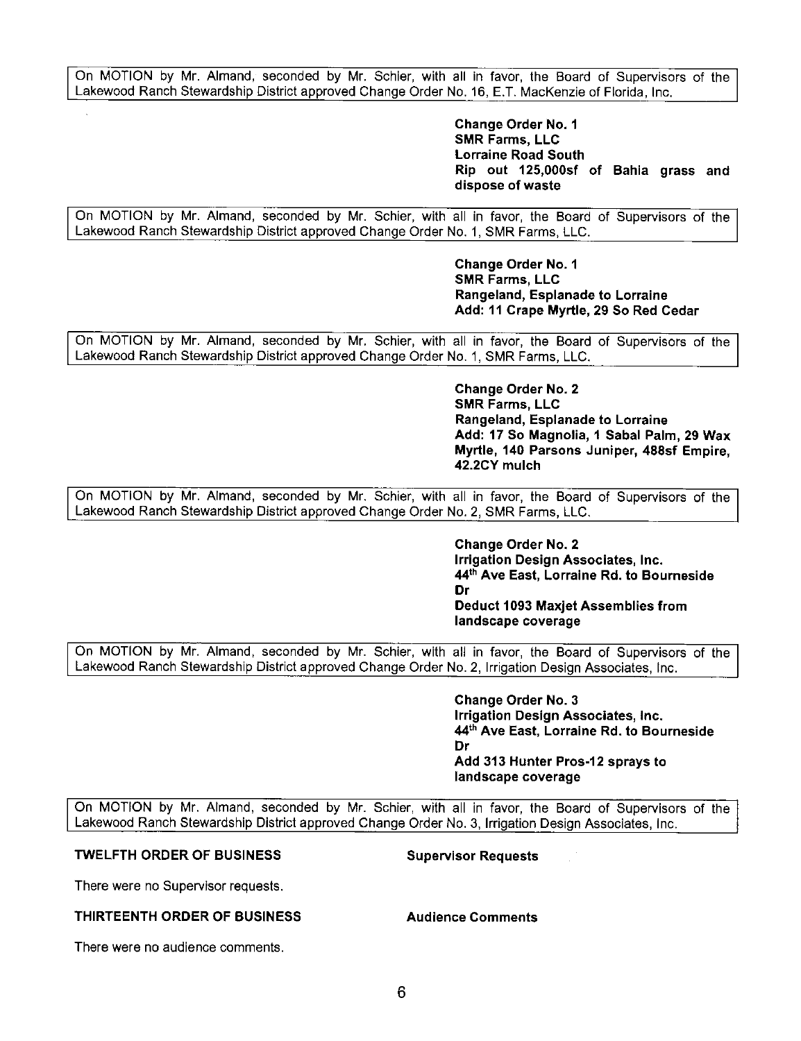On MOTION by Mr. Almand, seconded by Mr. Schier, with all in favor, the Board of Supervisors of the Lakewood Ranch Stewardship District approved Change Order No. 16, E.T. MacKenzie of Florida, Inc.

**Change Order No. 1**
**SMR Farms, LLC**
**Lorraine Road South**
**Rip out 125,000sf of Bahia grass and dispose of waste**

On MOTION by Mr. Almand, seconded by Mr. Schier, with all in favor, the Board of Supervisors of the Lakewood Ranch Stewardship District approved Change Order No. 1, SMR Farms, LLC.

**Change Order No. 1**
**SMR Farms, LLC**
**Rangeland, Esplanade to Lorraine**
**Add: 11 Crape Myrtle, 29 So Red Cedar**

On MOTION by Mr. Almand, seconded by Mr. Schier, with all in favor, the Board of Supervisors of the Lakewood Ranch Stewardship District approved Change Order No. 1, SMR Farms, LLC.

**Change Order No. 2**
**SMR Farms, LLC**
**Rangeland, Esplanade to Lorraine**
**Add: 17 So Magnolia, 1 Sabal Palm, 29 Wax Myrtle, 140 Parsons Juniper, 488sf Empire, 42.2CY mulch**

On MOTION by Mr. Almand, seconded by Mr. Schier, with all in favor, the Board of Supervisors of the Lakewood Ranch Stewardship District approved Change Order No. 2, SMR Farms, LLC.

**Change Order No. 2**
**Irrigation Design Associates, Inc.**
**44th Ave East, Lorraine Rd. to Bourneside Dr**
**Deduct 1093 Maxjet Assemblies from landscape coverage**

On MOTION by Mr. Almand, seconded by Mr. Schier, with all in favor, the Board of Supervisors of the Lakewood Ranch Stewardship District approved Change Order No. 2, Irrigation Design Associates, Inc.

**Change Order No. 3**
**Irrigation Design Associates, Inc.**
**44th Ave East, Lorraine Rd. to Bourneside Dr**
**Add 313 Hunter Pros-12 sprays to landscape coverage**

On MOTION by Mr. Almand, seconded by Mr. Schier, with all in favor, the Board of Supervisors of the Lakewood Ranch Stewardship District approved Change Order No. 3, Irrigation Design Associates, Inc.

**TWELFTH ORDER OF BUSINESS** **Supervisor Requests**

There were no Supervisor requests.

**THIRTEENTH ORDER OF BUSINESS** **Audience Comments**

There were no audience comments.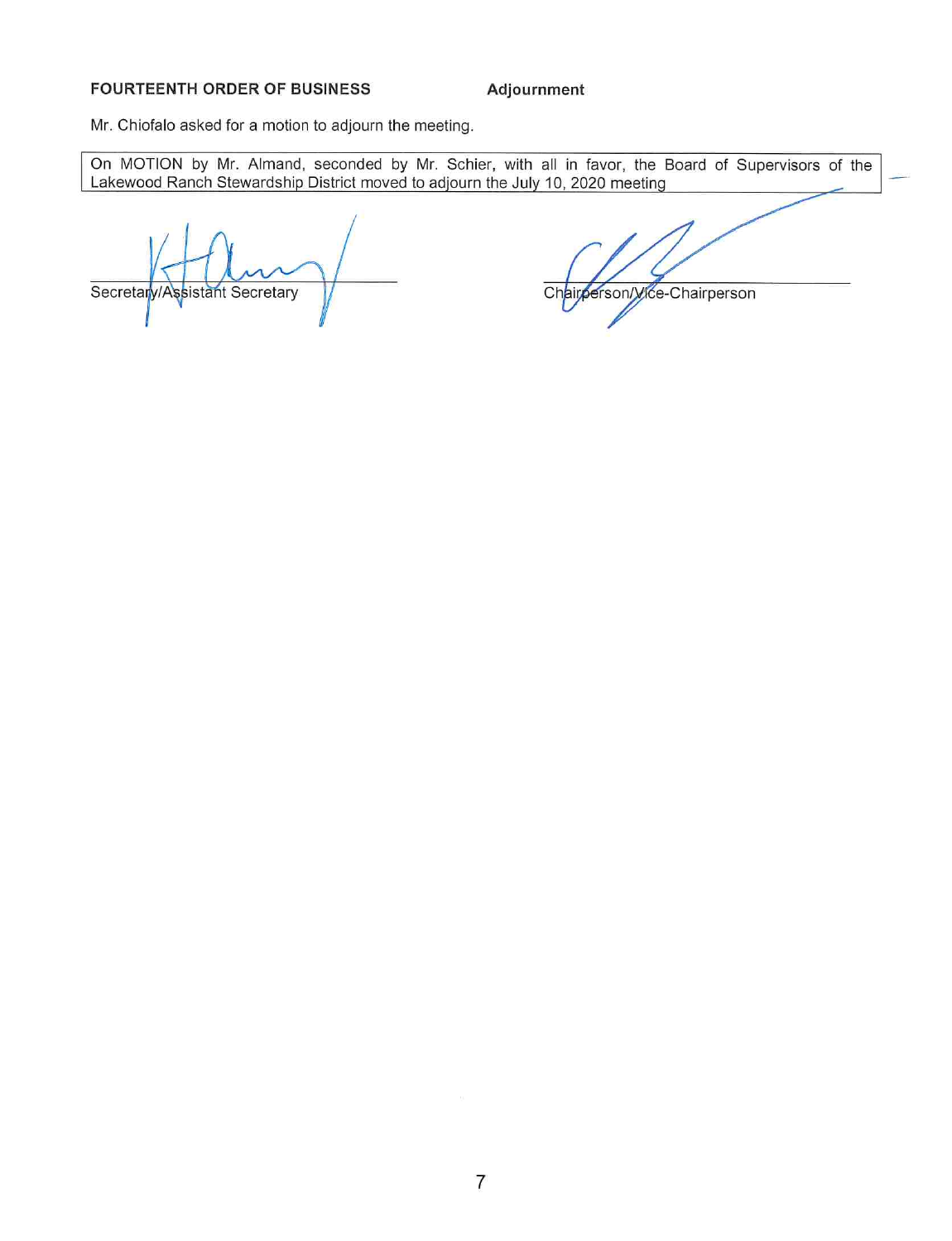**FOURTEENTH ORDER OF BUSINESS** **Adjournment**

Mr. Chiofalo asked for a motion to adjourn the meeting.

> On MOTION by Mr. Almand, seconded by Mr. Schier, with all in favor, the Board of Supervisors of the Lakewood Ranch Stewardship District moved to adjourn the July 10, 2020 meeting

Secretary/Assistant Secretary

Chairperson/Vice-Chairperson